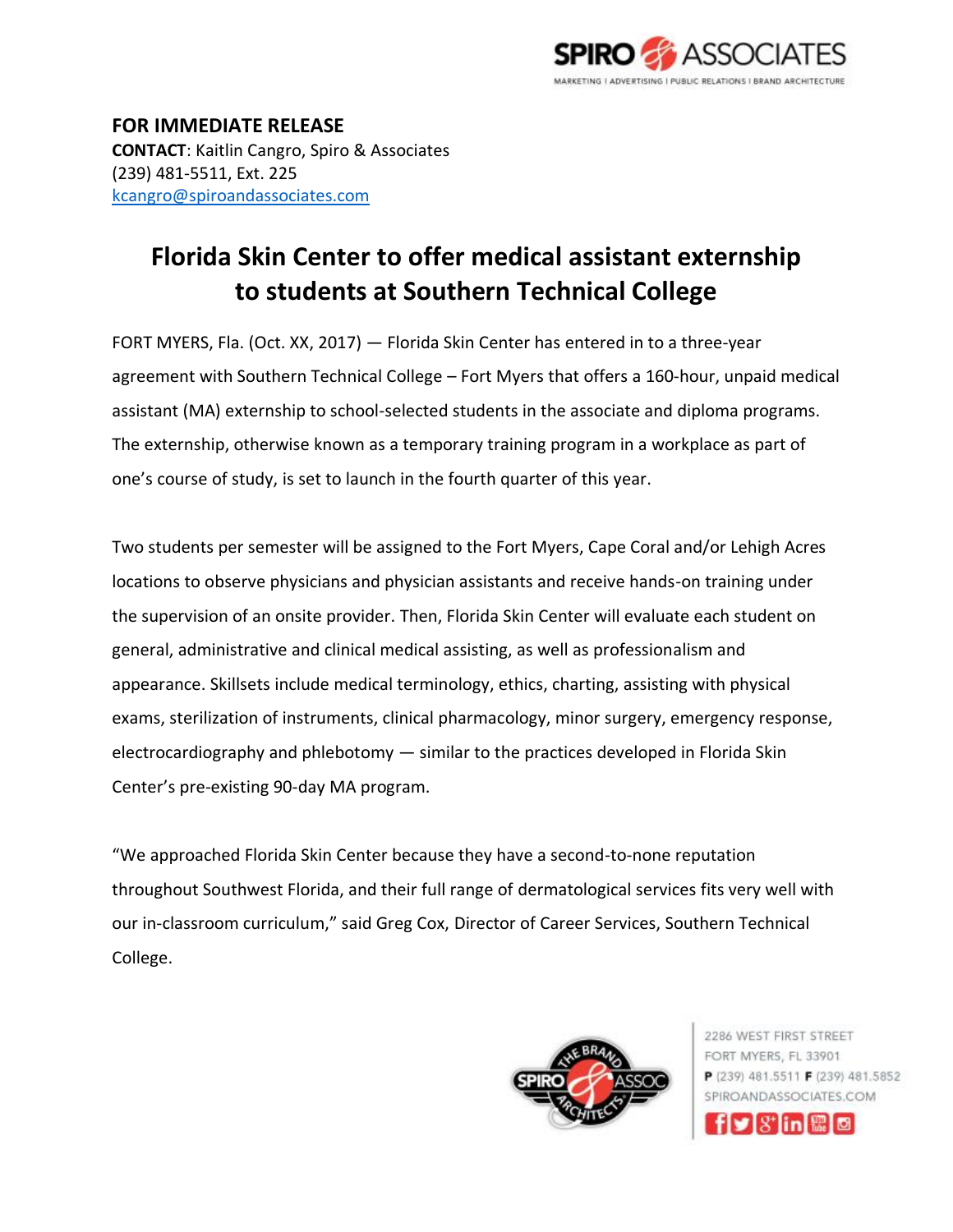**FOR IMMEDIATE RELEASE**
**CONTACT**: Kaitlin Cangro, Spiro & Associates
(239) 481-5511, Ext. 225
kcangro@spiroandassociates.com

# Florida Skin Center to offer medical assistant externship to students at Southern Technical College

FORT MYERS, Fla. (Oct. XX, 2017) — Florida Skin Center has entered in to a three-year agreement with Southern Technical College – Fort Myers that offers a 160-hour, unpaid medical assistant (MA) externship to school-selected students in the associate and diploma programs. The externship, otherwise known as a temporary training program in a workplace as part of one's course of study, is set to launch in the fourth quarter of this year.

Two students per semester will be assigned to the Fort Myers, Cape Coral and/or Lehigh Acres locations to observe physicians and physician assistants and receive hands-on training under the supervision of an onsite provider. Then, Florida Skin Center will evaluate each student on general, administrative and clinical medical assisting, as well as professionalism and appearance. Skillsets include medical terminology, ethics, charting, assisting with physical exams, sterilization of instruments, clinical pharmacology, minor surgery, emergency response, electrocardiography and phlebotomy — similar to the practices developed in Florida Skin Center's pre-existing 90-day MA program.

"We approached Florida Skin Center because they have a second-to-none reputation throughout Southwest Florida, and their full range of dermatological services fits very well with our in-classroom curriculum," said Greg Cox, Director of Career Services, Southern Technical College.

2286 WEST FIRST STREET
FORT MYERS, FL 33901
P (239) 481.5511 F (239) 481.5852
SPIROANDASSOCIATES.COM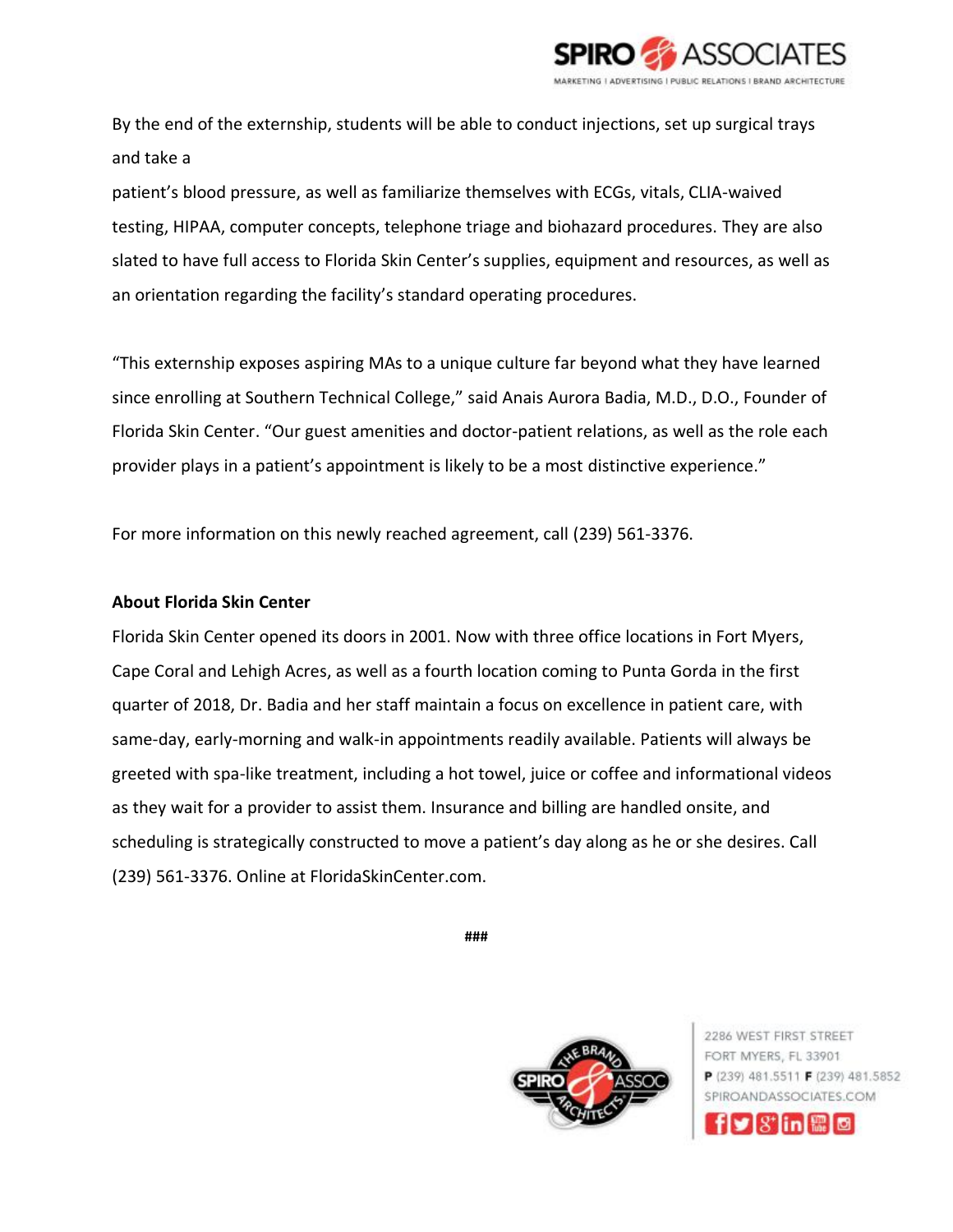By the end of the externship, students will be able to conduct injections, set up surgical trays and take a patient's blood pressure, as well as familiarize themselves with ECGs, vitals, CLIA-waived testing, HIPAA, computer concepts, telephone triage and biohazard procedures. They are also slated to have full access to Florida Skin Center's supplies, equipment and resources, as well as an orientation regarding the facility's standard operating procedures.

"This externship exposes aspiring MAs to a unique culture far beyond what they have learned since enrolling at Southern Technical College," said Anais Aurora Badia, M.D., D.O., Founder of Florida Skin Center. "Our guest amenities and doctor-patient relations, as well as the role each provider plays in a patient's appointment is likely to be a most distinctive experience."

For more information on this newly reached agreement, call (239) 561-3376.

**About Florida Skin Center**

Florida Skin Center opened its doors in 2001. Now with three office locations in Fort Myers, Cape Coral and Lehigh Acres, as well as a fourth location coming to Punta Gorda in the first quarter of 2018, Dr. Badia and her staff maintain a focus on excellence in patient care, with same-day, early-morning and walk-in appointments readily available. Patients will always be greeted with spa-like treatment, including a hot towel, juice or coffee and informational videos as they wait for a provider to assist them. Insurance and billing are handled onsite, and scheduling is strategically constructed to move a patient's day along as he or she desires. Call (239) 561-3376. Online at FloridaSkinCenter.com.

###

2286 WEST FIRST STREET
FORT MYERS, FL 33901
**P** (239) 481.5511 **F** (239) 481.5852
SPIROANDASSOCIATES.COM